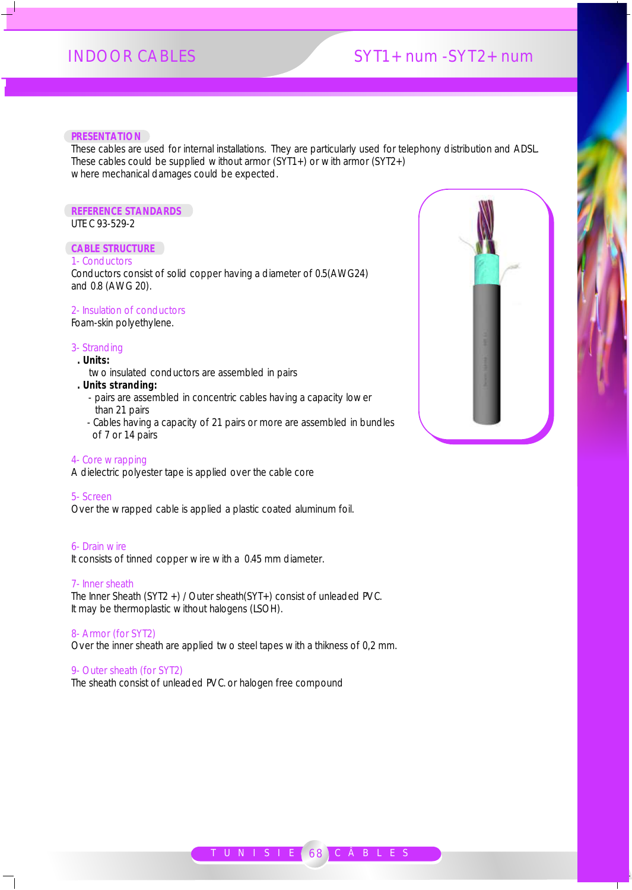# INDOOR CABLES

## SYT1+ num -SYT2+ num

### PRESENTATION

These cables are used for internal installations. They are particularly used for telephony distribution and ADSL.
These cables could be supplied without armor (SYT1+) or with armor (SYT2+)
where mechanical damages could be expected.

### REFERENCE STANDARDS

UTE C 93-529-2

### CABLE STRUCTURE

1- Conductors

Conductors consist of solid copper having a diameter of 0.5(AWG24) and 0.8 (AWG 20).

2- Insulation of conductors

Foam-skin polyethylene.

3- Stranding

**. Units:**

two insulated conductors are assembled in pairs

**. Units stranding:**

- pairs are assembled in concentric cables having a capacity lower than 21 pairs
- Cables having a capacity of 21 pairs or more are assembled in bundles of 7 or 14 pairs

4- Core wrapping

A dielectric polyester tape is applied over the cable core

5- Screen

Over the wrapped cable is applied a plastic coated aluminum foil.

6- Drain wire

It consists of tinned copper wire with a 0.45 mm diameter.

7- Inner sheath

The Inner Sheath (SYT2 +) / Outer sheath(SYT+) consist of unleaded PVC.
It may be thermoplastic without halogens (LSOH).

8- Armor (for SYT2)

Over the inner sheath are applied two steel tapes with a thikness of 0,2 mm.

9- Outer sheath (for SYT2)

The sheath consist of unleaded PVC. or halogen free compound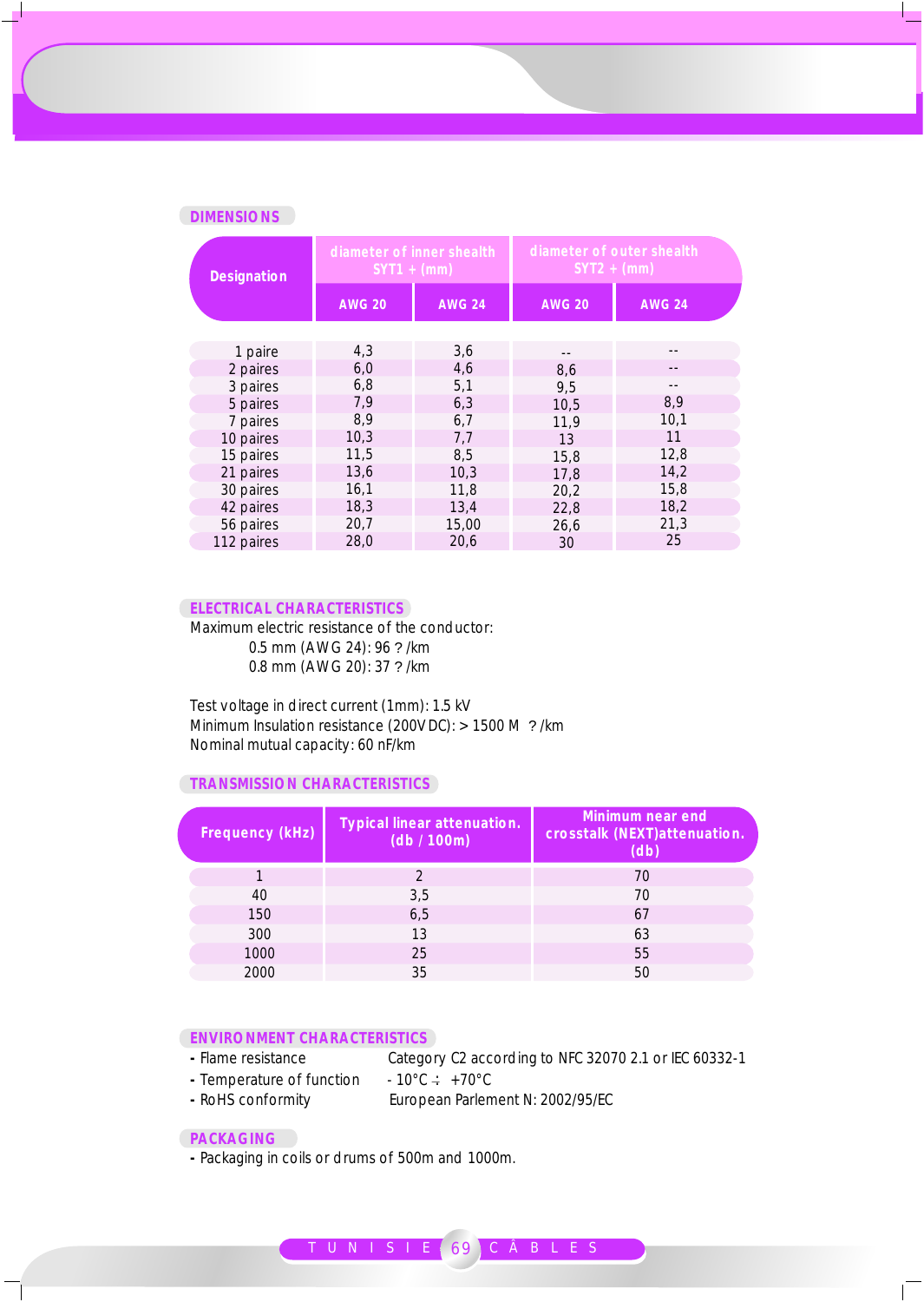## DIMENSIONS

| Designation | diameter of inner shealth SYT1 + (mm) | | diameter of outer shealth SYT2 + (mm) | |
|---|---|---|---|---|
| | AWG 20 | AWG 24 | AWG 20 | AWG 24 |
| 1 paire | 4,3 | 3,6 | -- | -- |
| 2 paires | 6,0 | 4,6 | 8,6 | -- |
| 3 paires | 6,8 | 5,1 | 9,5 | -- |
| 5 paires | 7,9 | 6,3 | 10,5 | 8,9 |
| 7 paires | 8,9 | 6,7 | 11,9 | 10,1 |
| 10 paires | 10,3 | 7,7 | 13 | 11 |
| 15 paires | 11,5 | 8,5 | 15,8 | 12,8 |
| 21 paires | 13,6 | 10,3 | 17,8 | 14,2 |
| 30 paires | 16,1 | 11,8 | 20,2 | 15,8 |
| 42 paires | 18,3 | 13,4 | 22,8 | 18,2 |
| 56 paires | 20,7 | 15,00 | 26,6 | 21,3 |
| 112 paires | 28,0 | 20,6 | 30 | 25 |

## ELECTRICAL CHARACTERISTICS

Maximum electric resistance of the conductor:

0.5 mm (AWG 24): 96 ? /km

0.8 mm (AWG 20): 37 ? /km

Test voltage in direct current (1mm): 1.5 kV

Minimum Insulation resistance (200V DC): > 1500 M ? /km

Nominal mutual capacity: 60 nF/km

## TRANSMISSION CHARACTERISTICS

| Frequency (kHz) | Typical linear attenuation. (db / 100m) | Minimum near end crosstalk (NEXT)attenuation. (db) |
|---|---|---|
| 1 | 2 | 70 |
| 40 | 3,5 | 70 |
| 150 | 6,5 | 67 |
| 300 | 13 | 63 |
| 1000 | 25 | 55 |
| 2000 | 35 | 50 |

## ENVIRONMENT CHARACTERISTICS

- Flame resistance — Category C2 according to NFC 32070 2.1 or IEC 60332-1
- Temperature of function — - 10°C ÷ +70°C
- RoHS conformity — European Parlement N: 2002/95/EC

## PACKAGING

- Packaging in coils or drums of 500m and 1000m.